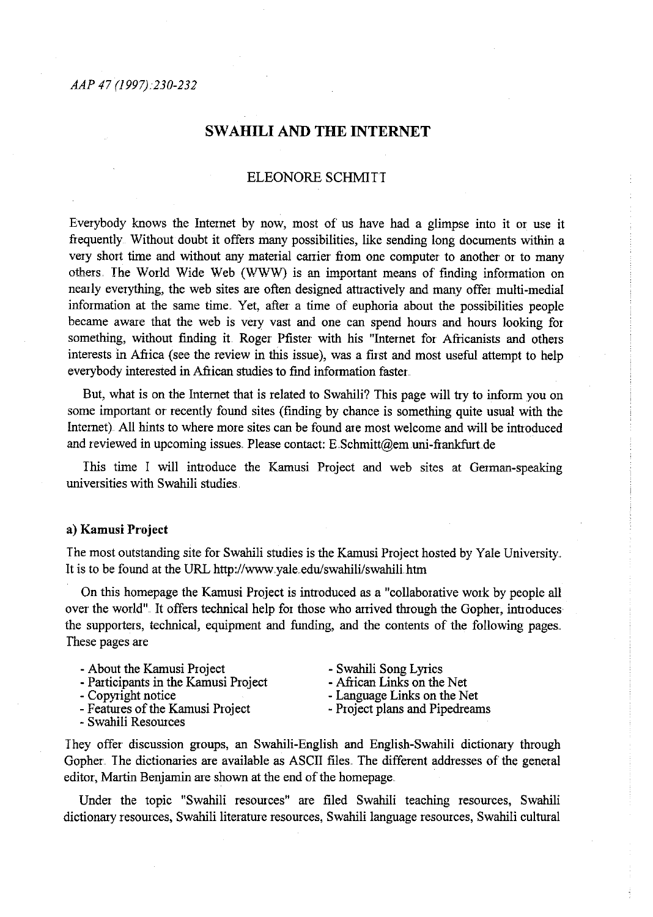# SWAHILI AND THE INTERNET

## ELEONORE SCHMITT

Everybody knows the Internet by now, most of us have had a glimpse into it or use it frequently. Without doubt it offers many possibilities, like sending long documents within a very short time and without any material carrier from one computer to another or to many others. The World Wide Web (WWW) is an important means of finding information on nearly everything, the web sites are often designed attractively and many offer multi-medial information at the same time. Yet, after a time of euphoria about the possibilities people became aware that the web is very vast and one can spend hours and hours looking for something, without finding it. Roger Pfister with his "Internet for Africanists and others interests in Africa (see the review in this issue), was a first and most useful attempt to help everybody interested in African studies to find information faster.

But, what is on the Internet that is related to Swahili? This page will try to inform you on some important or recently found sites (finding by chance is something quite usual with the Internet). All hints to where more sites can be found are most welcome and will be introduced and reviewed in upcoming issues. Please contact: E.Schmitt@em.uni-frankfurt.de

This time I will introduce the Kamusi Project and web sites at German-speaking universities with Swahili studies.

**a) Kamusi Project**

The most outstanding site for Swahili studies is the Kamusi Project hosted by Yale University. It is to be found at the URL http://www.yale.edu/swahili/swahili.htm

On this homepage the Kamusi Project is introduced as a "collaborative work by people all over the world". It offers technical help for those who arrived through the Gopher, introduces the supporters, technical, equipment and funding, and the contents of the following pages. These pages are

- About the Kamusi Project
- Participants in the Kamusi Project
- Copyright notice
- Features of the Kamusi Project
- Swahili Resources
- Swahili Song Lyrics
- African Links on the Net
- Language Links on the Net
- Project plans and Pipedreams

They offer discussion groups, an Swahili-English and English-Swahili dictionary through Gopher. The dictionaries are available as ASCII files. The different addresses of the general editor, Martin Benjamin are shown at the end of the homepage.

Under the topic "Swahili resources" are filed Swahili teaching resources, Swahili dictionary resources, Swahili literature resources, Swahili language resources, Swahili cultural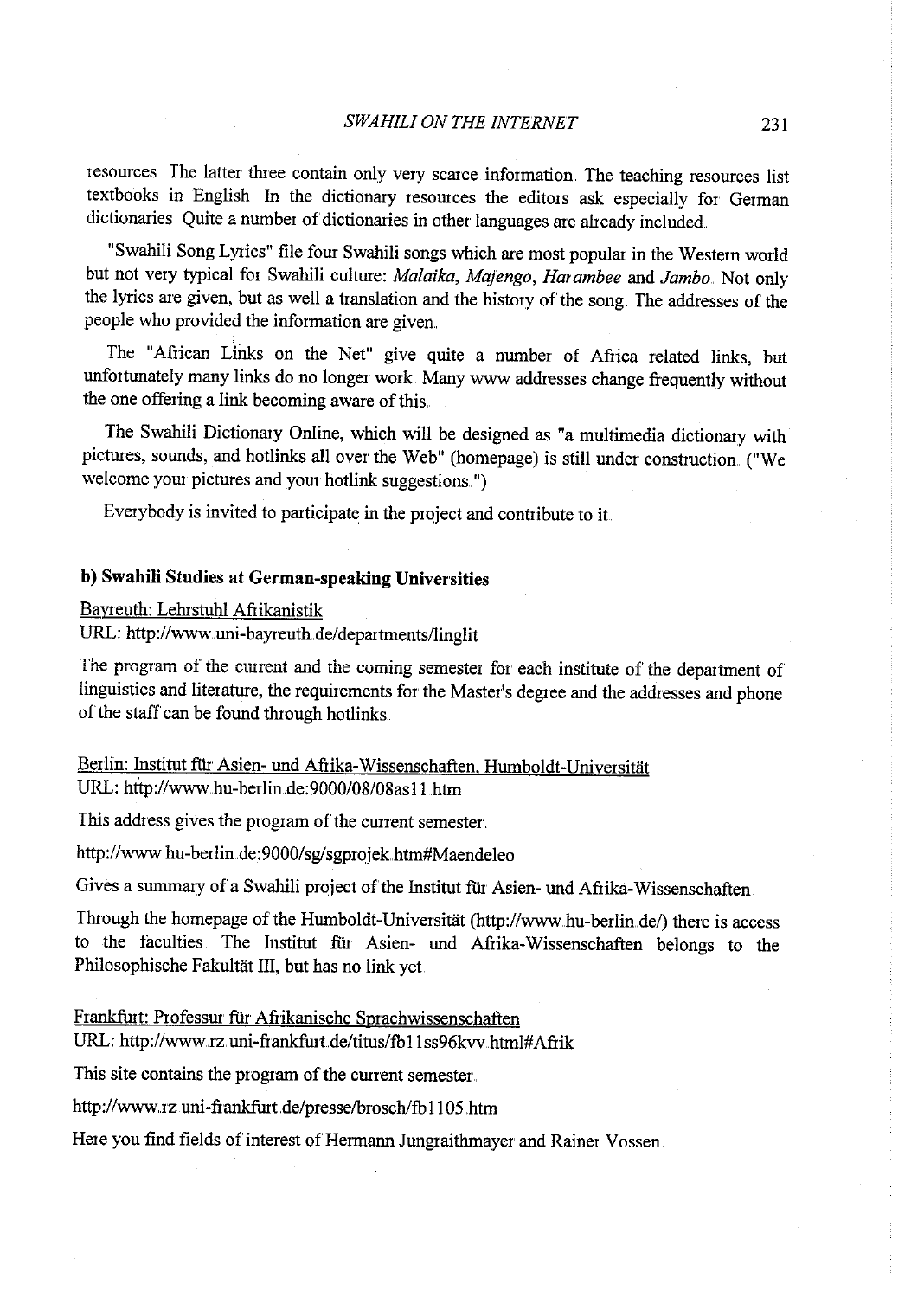resources. The latter three contain only very scarce information. The teaching resources list textbooks in English. In the dictionary resources the editors ask especially for German dictionaries. Quite a number of dictionaries in other languages are already included.

"Swahili Song Lyrics" file four Swahili songs which are most popular in the Western world but not very typical for Swahili culture: *Malaika*, *Majengo*, *Harambee* and *Jambo*. Not only the lyrics are given, but as well a translation and the history of the song. The addresses of the people who provided the information are given.

The "African Links on the Net" give quite a number of Africa related links, but unfortunately many links do no longer work. Many www addresses change frequently without the one offering a link becoming aware of this.

The Swahili Dictionary Online, which will be designed as "a multimedia dictionary with pictures, sounds, and hotlinks all over the Web" (homepage) is still under construction. ("We welcome your pictures and your hotlink suggestions.")

Everybody is invited to participate in the project and contribute to it.

### b) Swahili Studies at German-speaking Universities

Bayreuth: Lehrstuhl Afrikanistik
URL: http://www.uni-bayreuth.de/departments/linglit

The program of the current and the coming semester for each institute of the department of linguistics and literature, the requirements for the Master's degree and the addresses and phone of the staff can be found through hotlinks.

Berlin: Institut für Asien- und Afrika-Wissenschaften, Humboldt-Universität
URL: http://www.hu-berlin.de:9000/08/08as11.htm

This address gives the program of the current semester.

http://www.hu-berlin.de:9000/sg/sgprojek.htm#Maendeleo

Gives a summary of a Swahili project of the Institut für Asien- und Afrika-Wissenschaften.

Through the homepage of the Humboldt-Universität (http://www.hu-berlin.de/) there is access to the faculties. The Institut für Asien- und Afrika-Wissenschaften belongs to the Philosophische Fakultät III, but has no link yet.

Frankfurt: Professur für Afrikanische Sprachwissenschaften
URL: http://www.rz.uni-frankfurt.de/titus/fb11ss96kvv.html#Afrik

This site contains the program of the current semester.

http://www.rz.uni-frankfurt.de/presse/brosch/fb1105.htm

Here you find fields of interest of Hermann Jungraithmayer and Rainer Vossen.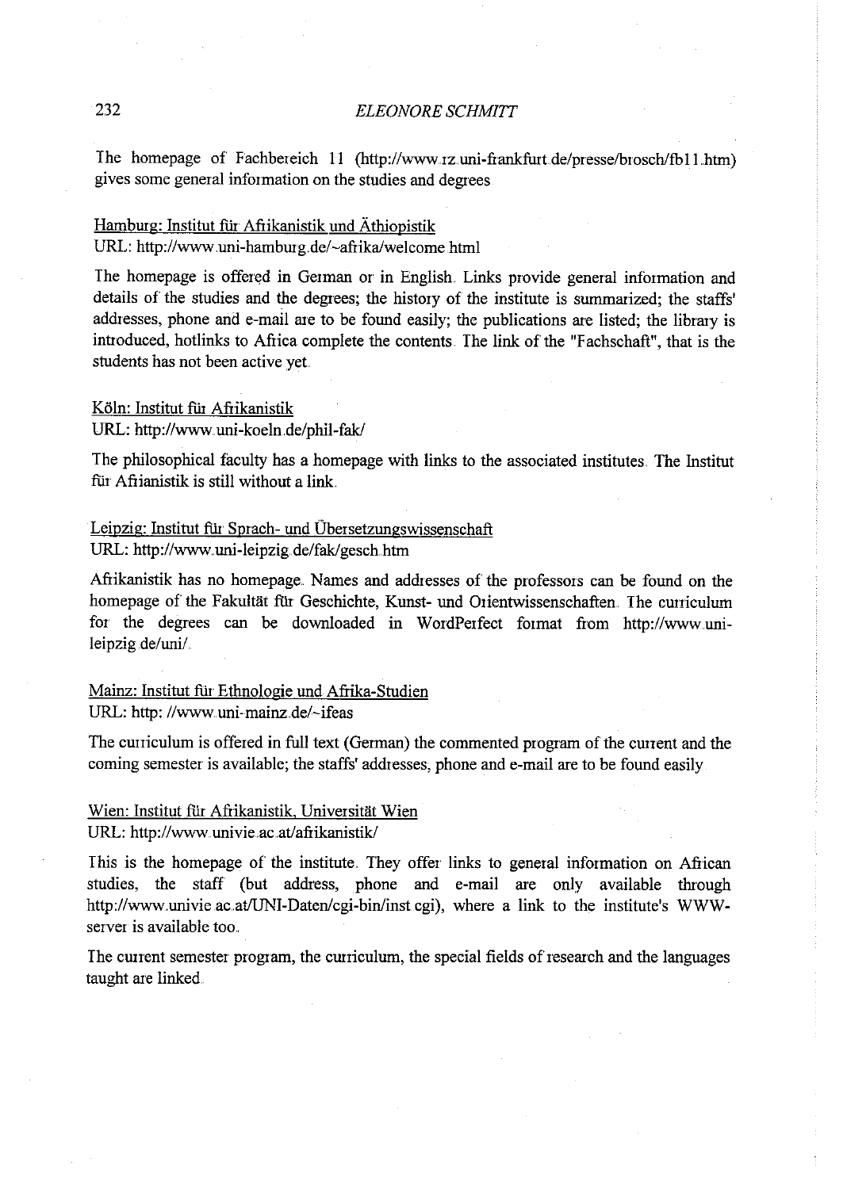The homepage of Fachbereich 11 (http://www.rz.uni-frankfurt.de/presse/brosch/fb11.htm) gives some general information on the studies and degrees

Hamburg: Institut für Afrikanistik und Äthiopistik
URL: http://www.uni-hamburg.de/~afrika/welcome.html

The homepage is offered in German or in English. Links provide general information and details of the studies and the degrees; the history of the institute is summarized; the staffs' addresses, phone and e-mail are to be found easily; the publications are listed; the library is introduced, hotlinks to Africa complete the contents. The link of the "Fachschaft", that is the students has not been active yet.

Köln: Institut für Afrikanistik
URL: http://www.uni-koeln.de/phil-fak/

The philosophical faculty has a homepage with links to the associated institutes. The Institut für Afrianistik is still without a link.

Leipzig: Institut für Sprach- und Übersetzungswissenschaft
URL: http://www.uni-leipzig.de/fak/gesch.htm

Afrikanistik has no homepage. Names and addresses of the professors can be found on the homepage of the Fakultät für Geschichte, Kunst- und Orientwissenschaften. The curriculum for the degrees can be downloaded in WordPerfect format from http://www.uni-leipzig.de/uni/.

Mainz: Institut für Ethnologie und Afrika-Studien
URL: http: //www.uni-mainz.de/~ifeas

The curriculum is offered in full text (German) the commented program of the current and the coming semester is available; the staffs' addresses, phone and e-mail are to be found easily

Wien: Institut für Afrikanistik, Universität Wien
URL: http://www.univie.ac.at/afrikanistik/

This is the homepage of the institute. They offer links to general information on African studies, the staff (but address, phone and e-mail are only available through http://www.univie.ac.at/UNI-Daten/cgi-bin/inst.cgi), where a link to the institute's WWW-server is available too.

The current semester program, the curriculum, the special fields of research and the languages taught are linked.